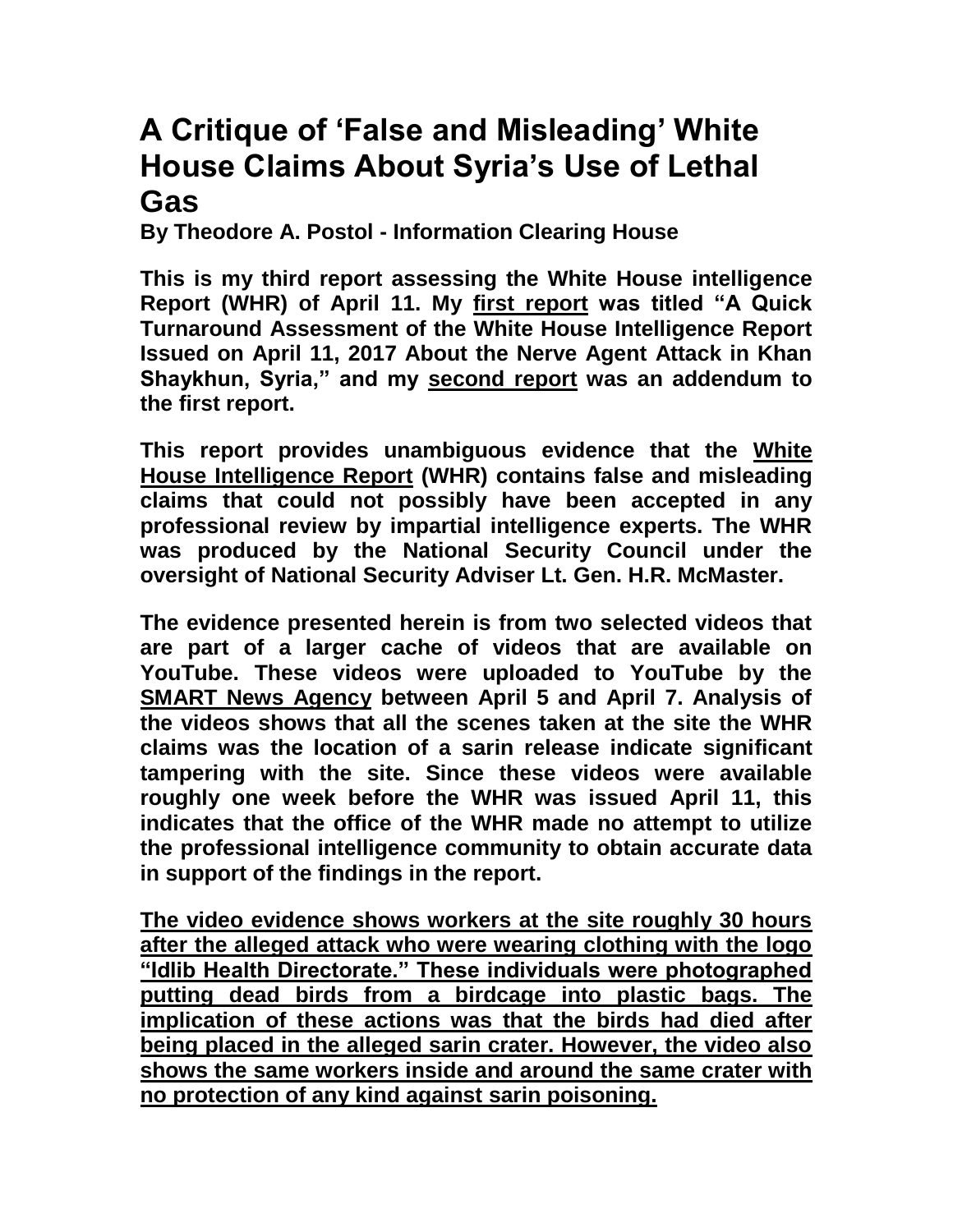# A Critique of 'False and Misleading' White House Claims About Syria's Use of Lethal Gas

**By Theodore A. Postol - Information Clearing House**

**This is my third report assessing the White House intelligence Report (WHR) of April 11. My first report was titled "A Quick Turnaround Assessment of the White House Intelligence Report Issued on April 11, 2017 About the Nerve Agent Attack in Khan Shaykhun, Syria," and my second report was an addendum to the first report.**

**This report provides unambiguous evidence that the White House Intelligence Report (WHR) contains false and misleading claims that could not possibly have been accepted in any professional review by impartial intelligence experts. The WHR was produced by the National Security Council under the oversight of National Security Adviser Lt. Gen. H.R. McMaster.**

**The evidence presented herein is from two selected videos that are part of a larger cache of videos that are available on YouTube. These videos were uploaded to YouTube by the SMART News Agency between April 5 and April 7. Analysis of the videos shows that all the scenes taken at the site the WHR claims was the location of a sarin release indicate significant tampering with the site. Since these videos were available roughly one week before the WHR was issued April 11, this indicates that the office of the WHR made no attempt to utilize the professional intelligence community to obtain accurate data in support of the findings in the report.**

**The video evidence shows workers at the site roughly 30 hours after the alleged attack who were wearing clothing with the logo "Idlib Health Directorate." These individuals were photographed putting dead birds from a birdcage into plastic bags. The implication of these actions was that the birds had died after being placed in the alleged sarin crater. However, the video also shows the same workers inside and around the same crater with no protection of any kind against sarin poisoning.**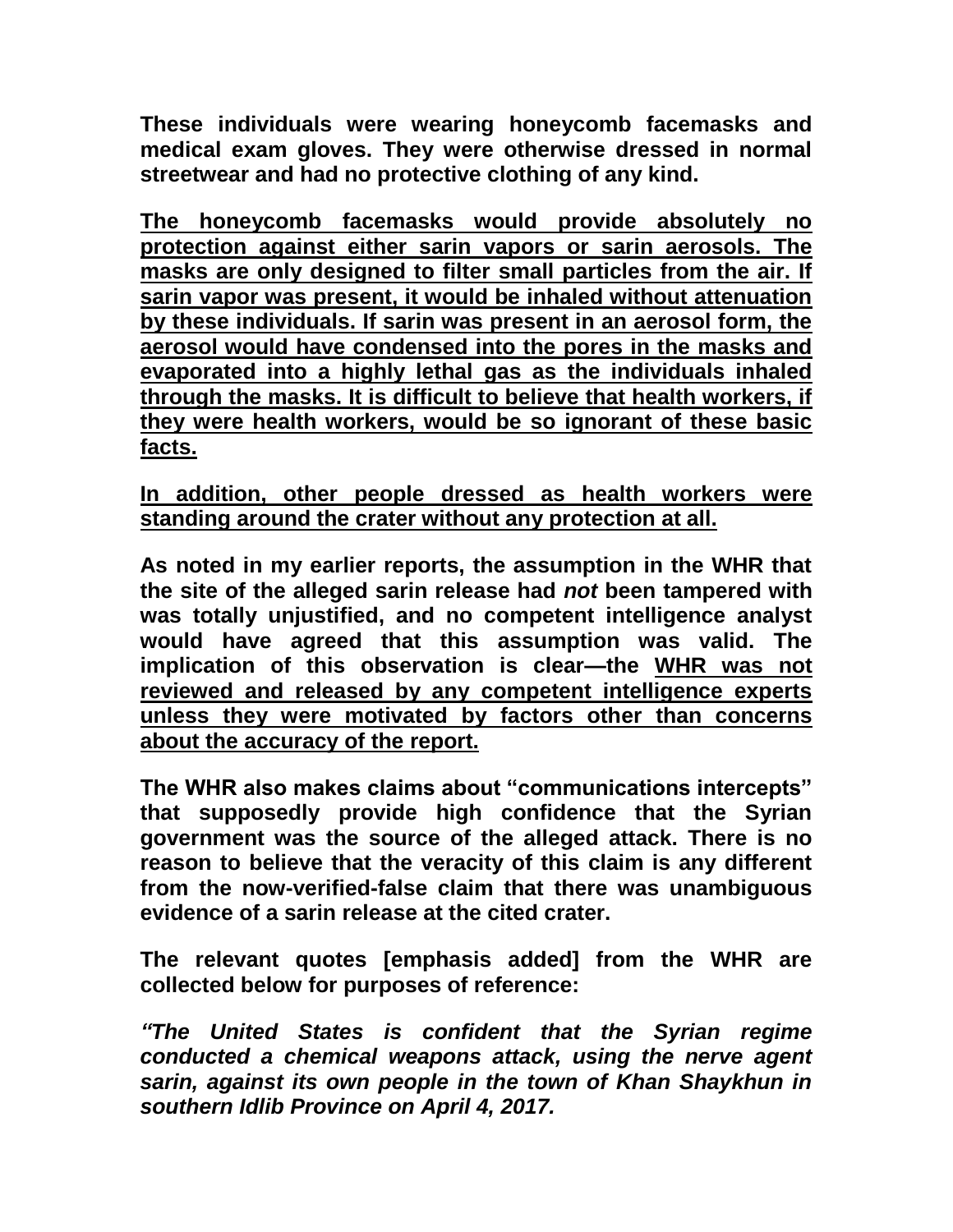**These individuals were wearing honeycomb facemasks and medical exam gloves. They were otherwise dressed in normal streetwear and had no protective clothing of any kind.**

<u>**The honeycomb facemasks would provide absolutely no protection against either sarin vapors or sarin aerosols. The masks are only designed to filter small particles from the air. If sarin vapor was present, it would be inhaled without attenuation by these individuals. If sarin was present in an aerosol form, the aerosol would have condensed into the pores in the masks and evaporated into a highly lethal gas as the individuals inhaled through the masks. It is difficult to believe that health workers, if they were health workers, would be so ignorant of these basic facts.**</u>

<u>**In addition, other people dressed as health workers were standing around the crater without any protection at all.**</u>

**As noted in my earlier reports, the assumption in the WHR that the site of the alleged sarin release had *not* been tampered with was totally unjustified, and no competent intelligence analyst would have agreed that this assumption was valid. The implication of this observation is clear—the <u>WHR was not reviewed and released by any competent intelligence experts unless they were motivated by factors other than concerns about the accuracy of the report.</u>**

**The WHR also makes claims about "communications intercepts" that supposedly provide high confidence that the Syrian government was the source of the alleged attack. There is no reason to believe that the veracity of this claim is any different from the now-verified-false claim that there was unambiguous evidence of a sarin release at the cited crater.**

**The relevant quotes [emphasis added] from the WHR are collected below for purposes of reference:**

***"The United States is confident that the Syrian regime conducted a chemical weapons attack, using the nerve agent sarin, against its own people in the town of Khan Shaykhun in southern Idlib Province on April 4, 2017.***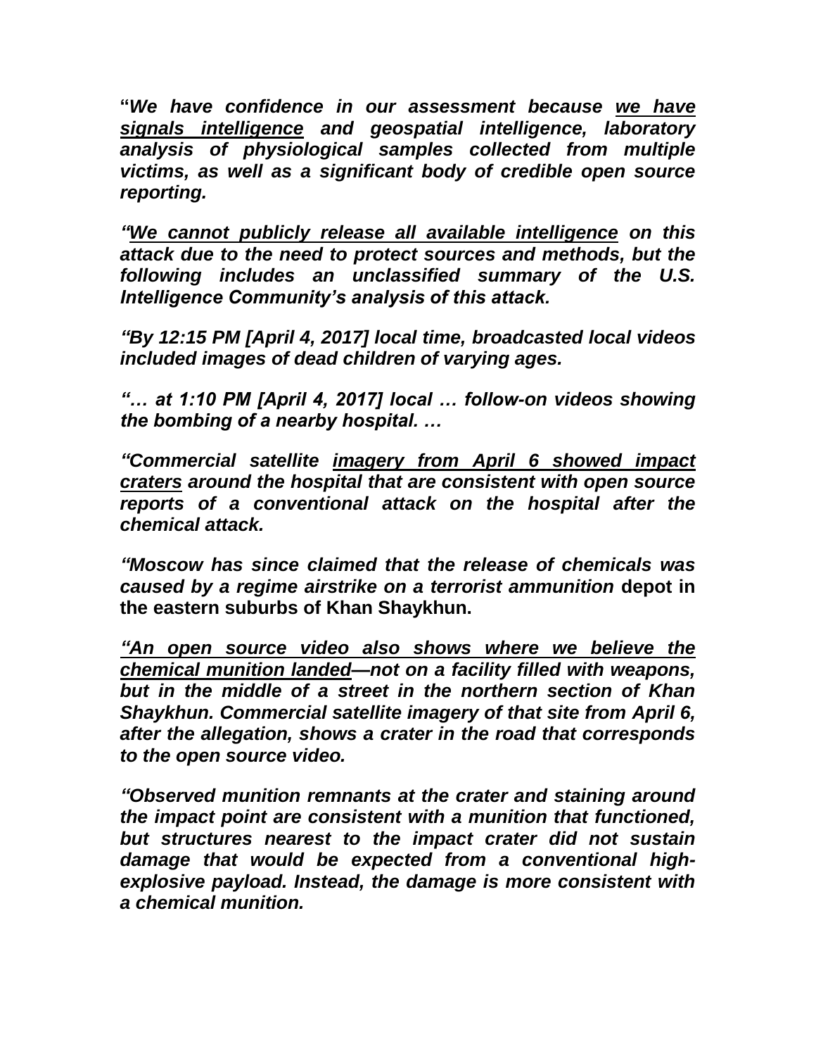"***We have confidence in our assessment because <u>we have signals intelligence</u> and geospatial intelligence, laboratory analysis of physiological samples collected from multiple victims, as well as a significant body of credible open source reporting.***

***"<u>We cannot publicly release all available intelligence</u> on this attack due to the need to protect sources and methods, but the following includes an unclassified summary of the U.S. Intelligence Community's analysis of this attack.***

***"By 12:15 PM [April 4, 2017] local time, broadcasted local videos included images of dead children of varying ages.***

***"… at 1:10 PM [April 4, 2017] local … follow-on videos showing the bombing of a nearby hospital. …***

***"Commercial satellite <u>imagery from April 6 showed impact craters</u> around the hospital that are consistent with open source reports of a conventional attack on the hospital after the chemical attack.***

***"Moscow has since claimed that the release of chemicals was caused by a regime airstrike on a terrorist ammunition*** **depot in the eastern suburbs of Khan Shaykhun.**

***<u>"An open source video also shows where we believe the chemical munition landed</u>—not on a facility filled with weapons, but in the middle of a street in the northern section of Khan Shaykhun. Commercial satellite imagery of that site from April 6, after the allegation, shows a crater in the road that corresponds to the open source video.***

***"Observed munition remnants at the crater and staining around the impact point are consistent with a munition that functioned, but structures nearest to the impact crater did not sustain damage that would be expected from a conventional high-explosive payload. Instead, the damage is more consistent with a chemical munition.***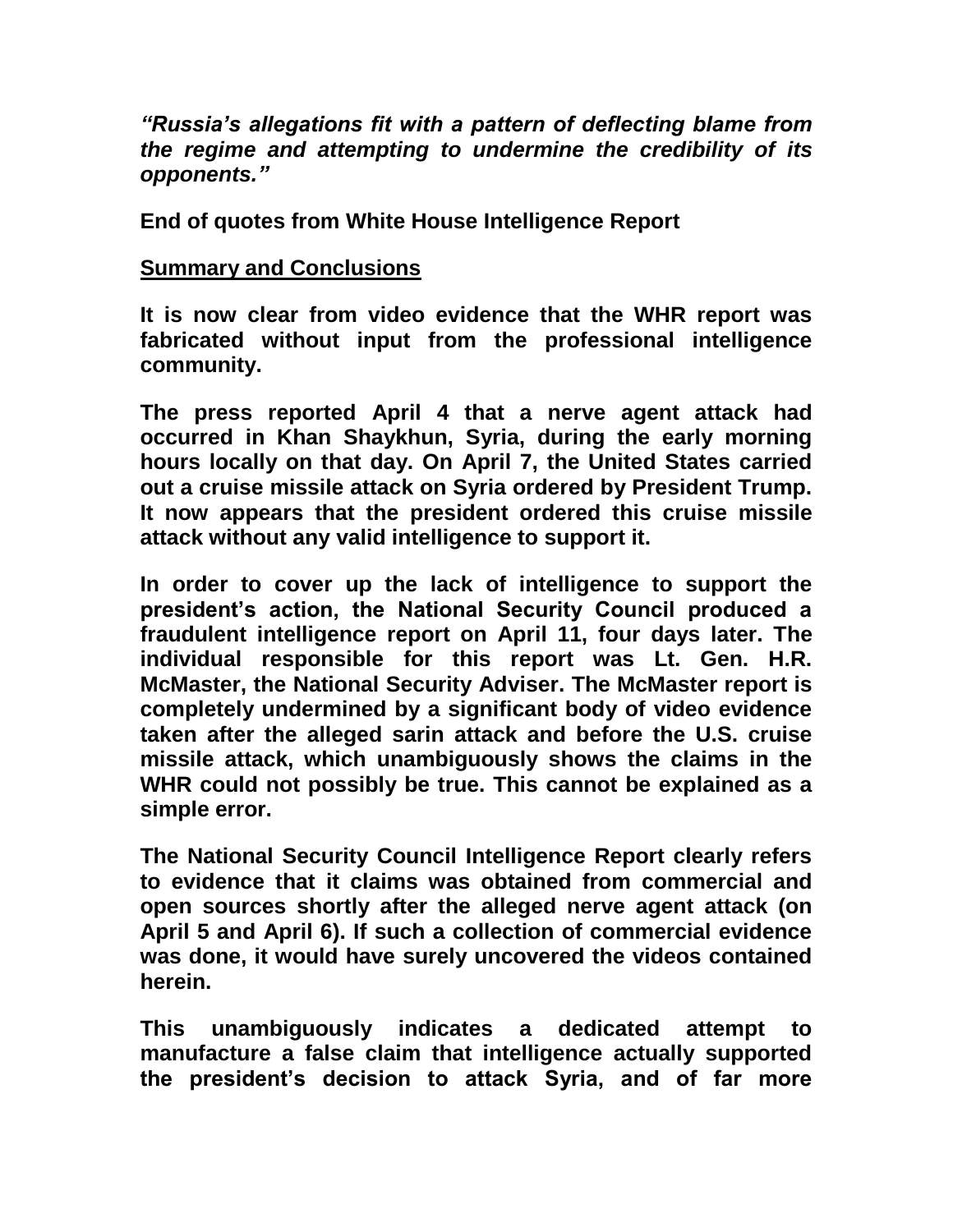***"Russia's allegations fit with a pattern of deflecting blame from the regime and attempting to undermine the credibility of its opponents."***

**End of quotes from White House Intelligence Report**

**<u>Summary and Conclusions</u>**

**It is now clear from video evidence that the WHR report was fabricated without input from the professional intelligence community.**

**The press reported April 4 that a nerve agent attack had occurred in Khan Shaykhun, Syria, during the early morning hours locally on that day. On April 7, the United States carried out a cruise missile attack on Syria ordered by President Trump. It now appears that the president ordered this cruise missile attack without any valid intelligence to support it.**

**In order to cover up the lack of intelligence to support the president's action, the National Security Council produced a fraudulent intelligence report on April 11, four days later. The individual responsible for this report was Lt. Gen. H.R. McMaster, the National Security Adviser. The McMaster report is completely undermined by a significant body of video evidence taken after the alleged sarin attack and before the U.S. cruise missile attack, which unambiguously shows the claims in the WHR could not possibly be true. This cannot be explained as a simple error.**

**The National Security Council Intelligence Report clearly refers to evidence that it claims was obtained from commercial and open sources shortly after the alleged nerve agent attack (on April 5 and April 6). If such a collection of commercial evidence was done, it would have surely uncovered the videos contained herein.**

**This unambiguously indicates a dedicated attempt to manufacture a false claim that intelligence actually supported the president's decision to attack Syria, and of far more**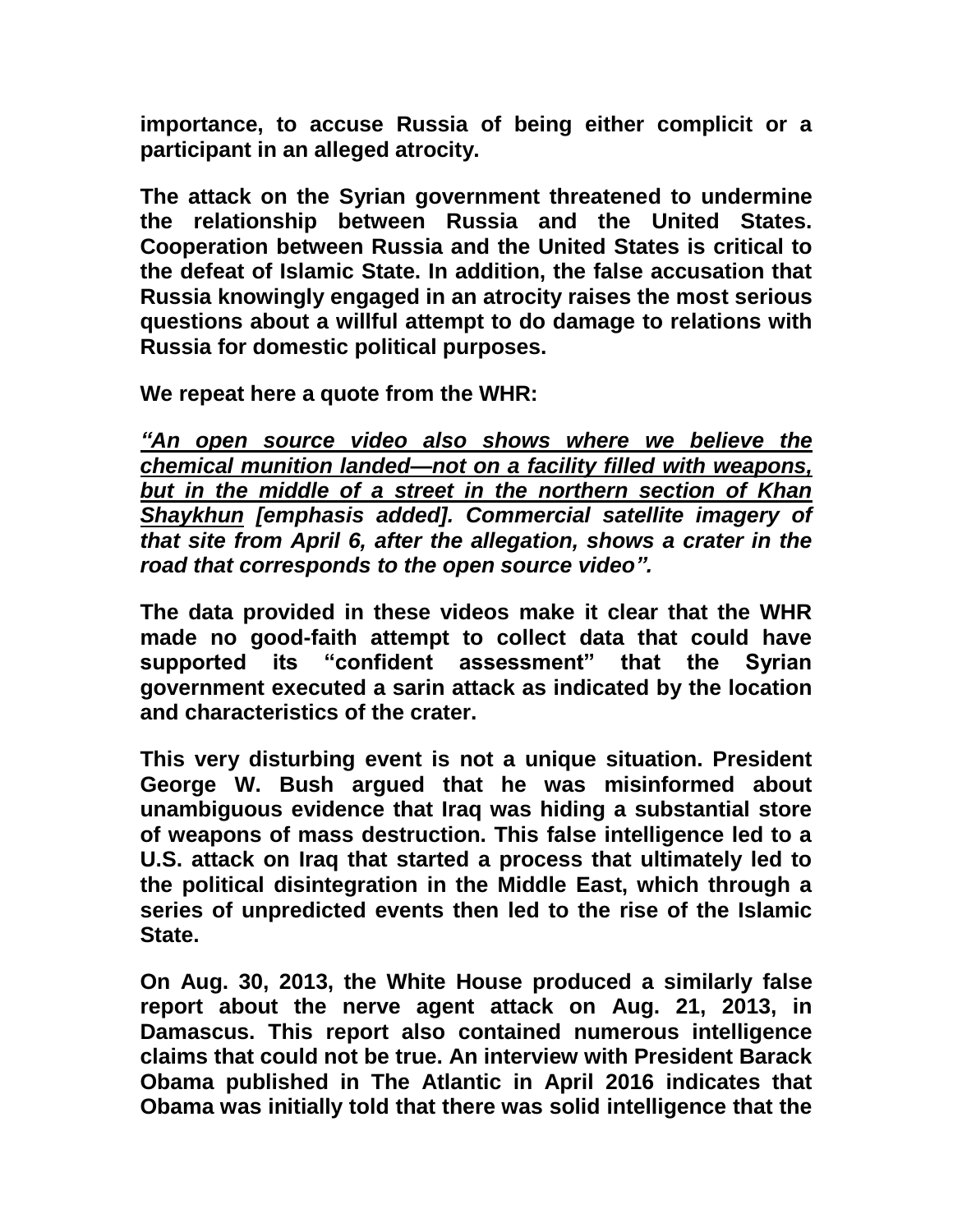**importance, to accuse Russia of being either complicit or a participant in an alleged atrocity.**

**The attack on the Syrian government threatened to undermine the relationship between Russia and the United States. Cooperation between Russia and the United States is critical to the defeat of Islamic State. In addition, the false accusation that Russia knowingly engaged in an atrocity raises the most serious questions about a willful attempt to do damage to relations with Russia for domestic political purposes.**

**We repeat here a quote from the WHR:**

***<u>"An open source video also shows where we believe the chemical munition landed—not on a facility filled with weapons, but in the middle of a street in the northern section of Khan Shaykhun</u> [emphasis added]. Commercial satellite imagery of that site from April 6, after the allegation, shows a crater in the road that corresponds to the open source video".***

**The data provided in these videos make it clear that the WHR made no good-faith attempt to collect data that could have supported its "confident assessment" that the Syrian government executed a sarin attack as indicated by the location and characteristics of the crater.**

**This very disturbing event is not a unique situation. President George W. Bush argued that he was misinformed about unambiguous evidence that Iraq was hiding a substantial store of weapons of mass destruction. This false intelligence led to a U.S. attack on Iraq that started a process that ultimately led to the political disintegration in the Middle East, which through a series of unpredicted events then led to the rise of the Islamic State.**

**On Aug. 30, 2013, the White House produced a similarly false report about the nerve agent attack on Aug. 21, 2013, in Damascus. This report also contained numerous intelligence claims that could not be true. An interview with President Barack Obama published in The Atlantic in April 2016 indicates that Obama was initially told that there was solid intelligence that the**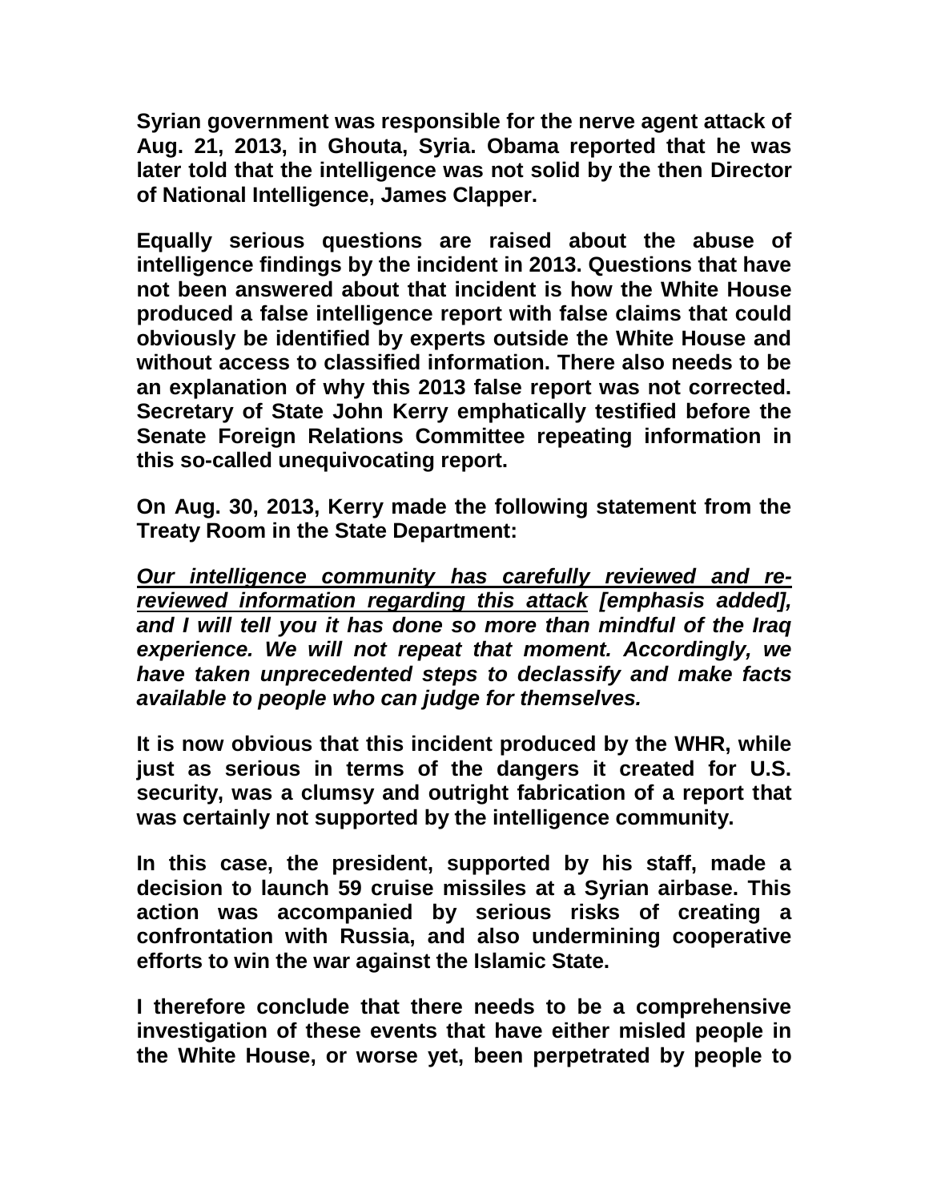**Syrian government was responsible for the nerve agent attack of Aug. 21, 2013, in Ghouta, Syria. Obama reported that he was later told that the intelligence was not solid by the then Director of National Intelligence, James Clapper.**

**Equally serious questions are raised about the abuse of intelligence findings by the incident in 2013. Questions that have not been answered about that incident is how the White House produced a false intelligence report with false claims that could obviously be identified by experts outside the White House and without access to classified information. There also needs to be an explanation of why this 2013 false report was not corrected. Secretary of State John Kerry emphatically testified before the Senate Foreign Relations Committee repeating information in this so-called unequivocating report.**

**On Aug. 30, 2013, Kerry made the following statement from the Treaty Room in the State Department:**

***<u>Our intelligence community has carefully reviewed and re-reviewed information regarding this attack</u> [emphasis added], and I will tell you it has done so more than mindful of the Iraq experience. We will not repeat that moment. Accordingly, we have taken unprecedented steps to declassify and make facts available to people who can judge for themselves.***

**It is now obvious that this incident produced by the WHR, while just as serious in terms of the dangers it created for U.S. security, was a clumsy and outright fabrication of a report that was certainly not supported by the intelligence community.**

**In this case, the president, supported by his staff, made a decision to launch 59 cruise missiles at a Syrian airbase. This action was accompanied by serious risks of creating a confrontation with Russia, and also undermining cooperative efforts to win the war against the Islamic State.**

**I therefore conclude that there needs to be a comprehensive investigation of these events that have either misled people in the White House, or worse yet, been perpetrated by people to**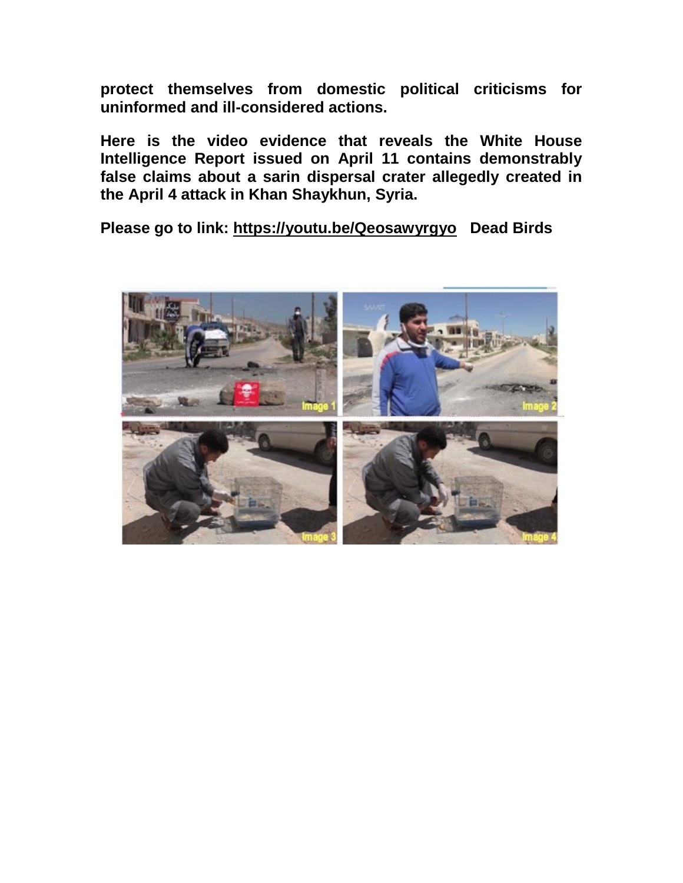**protect themselves from domestic political criticisms for uninformed and ill-considered actions.**

**Here is the video evidence that reveals the White House Intelligence Report issued on April 11 contains demonstrably false claims about a sarin dispersal crater allegedly created in the April 4 attack in Khan Shaykhun, Syria.**

**Please go to link: https://youtu.be/Qeosawyrgyo Dead Birds**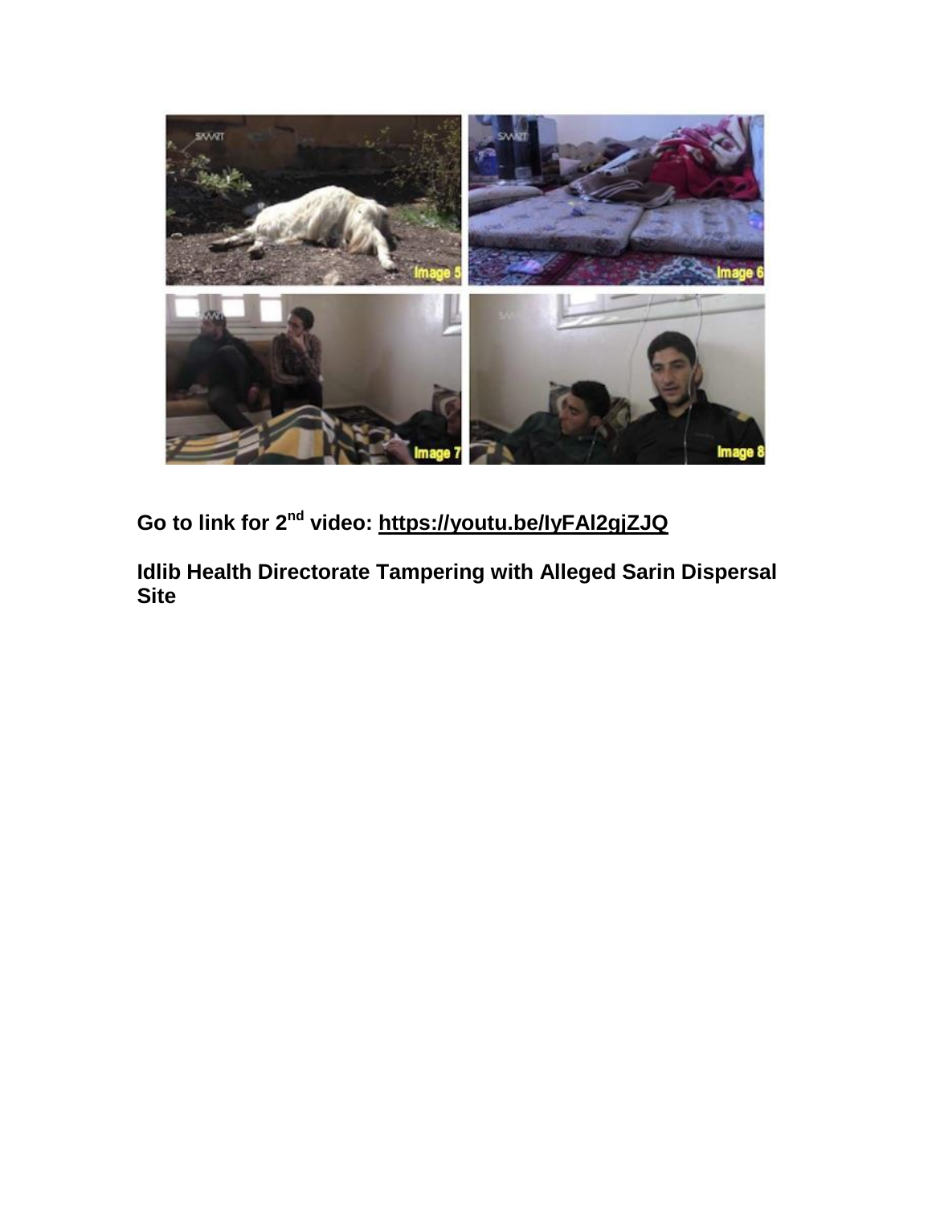**Go to link for 2nd video: https://youtu.be/IyFAl2gjZJQ**

**Idlib Health Directorate Tampering with Alleged Sarin Dispersal Site**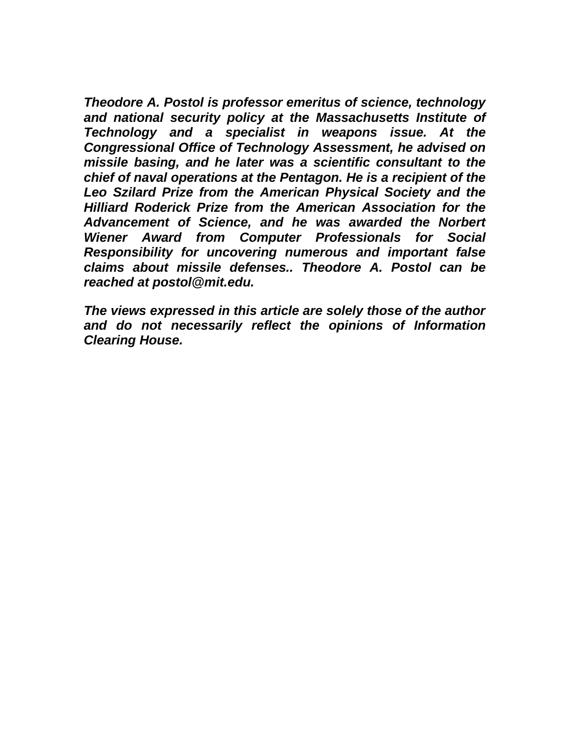***Theodore A. Postol is professor emeritus of science, technology and national security policy at the Massachusetts Institute of Technology and a specialist in weapons issue. At the Congressional Office of Technology Assessment, he advised on missile basing, and he later was a scientific consultant to the chief of naval operations at the Pentagon. He is a recipient of the Leo Szilard Prize from the American Physical Society and the Hilliard Roderick Prize from the American Association for the Advancement of Science, and he was awarded the Norbert Wiener Award from Computer Professionals for Social Responsibility for uncovering numerous and important false claims about missile defenses.. Theodore A. Postol can be reached at postol@mit.edu.***

***The views expressed in this article are solely those of the author and do not necessarily reflect the opinions of Information Clearing House.***